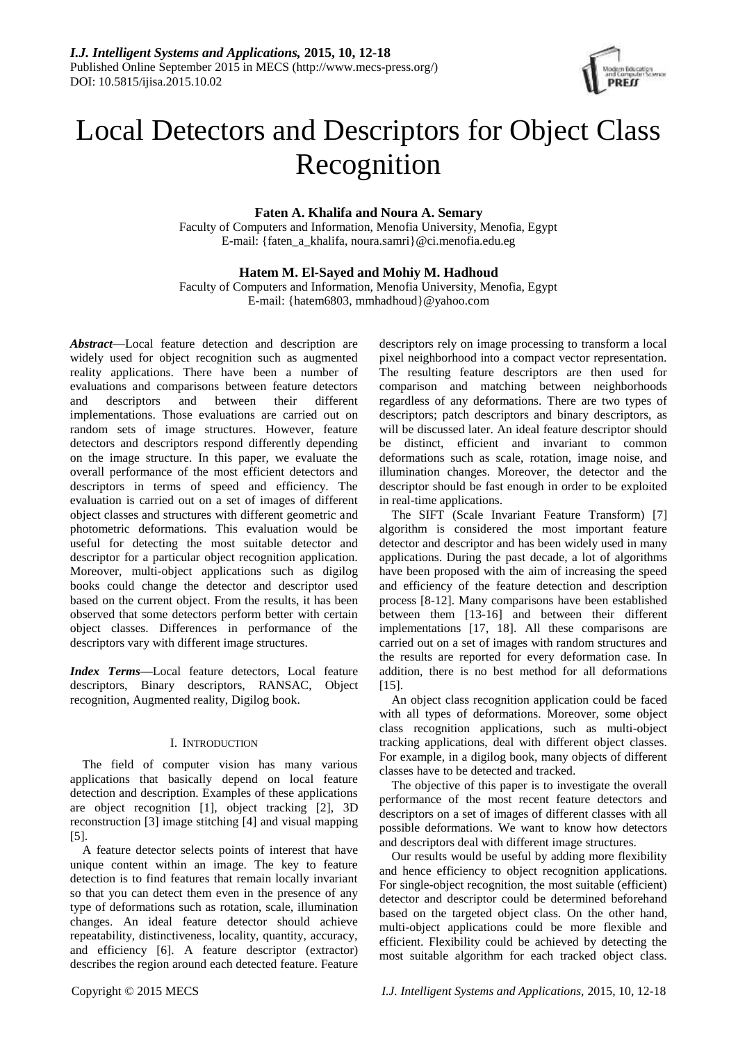# Local Detectors and Descriptors for Object Class Recognition

**Faten A. Khalifa and Noura A. Semary**
Faculty of Computers and Information, Menofia University, Menofia, Egypt
E-mail: {faten_a_khalifa, noura.samri}@ci.menofia.edu.eg

**Hatem M. El-Sayed and Mohiy M. Hadhoud**
Faculty of Computers and Information, Menofia University, Menofia, Egypt
E-mail: {hatem6803, mmhadhoud}@yahoo.com

***Abstract*****—**Local feature detection and description are widely used for object recognition such as augmented reality applications. There have been a number of evaluations and comparisons between feature detectors and descriptors and between their different implementations. Those evaluations are carried out on random sets of image structures. However, feature detectors and descriptors respond differently depending on the image structure. In this paper, we evaluate the overall performance of the most efficient detectors and descriptors in terms of speed and efficiency. The evaluation is carried out on a set of images of different object classes and structures with different geometric and photometric deformations. This evaluation would be useful for detecting the most suitable detector and descriptor for a particular object recognition application. Moreover, multi-object applications such as digilog books could change the detector and descriptor used based on the current object. From the results, it has been observed that some detectors perform better with certain object classes. Differences in performance of the descriptors vary with different image structures.

***Index Terms*****—**Local feature detectors, Local feature descriptors, Binary descriptors, RANSAC, Object recognition, Augmented reality, Digilog book.

## I. Introduction

The field of computer vision has many various applications that basically depend on local feature detection and description. Examples of these applications are object recognition [1], object tracking [2], 3D reconstruction [3] image stitching [4] and visual mapping [5].

A feature detector selects points of interest that have unique content within an image. The key to feature detection is to find features that remain locally invariant so that you can detect them even in the presence of any type of deformations such as rotation, scale, illumination changes. An ideal feature detector should achieve repeatability, distinctiveness, locality, quantity, accuracy, and efficiency [6]. A feature descriptor (extractor) describes the region around each detected feature. Feature descriptors rely on image processing to transform a local pixel neighborhood into a compact vector representation. The resulting feature descriptors are then used for comparison and matching between neighborhoods regardless of any deformations. There are two types of descriptors; patch descriptors and binary descriptors, as will be discussed later. An ideal feature descriptor should be distinct, efficient and invariant to common deformations such as scale, rotation, image noise, and illumination changes. Moreover, the detector and the descriptor should be fast enough in order to be exploited in real-time applications.

The SIFT (Scale Invariant Feature Transform) [7] algorithm is considered the most important feature detector and descriptor and has been widely used in many applications. During the past decade, a lot of algorithms have been proposed with the aim of increasing the speed and efficiency of the feature detection and description process [8-12]. Many comparisons have been established between them [13-16] and between their different implementations [17, 18]. All these comparisons are carried out on a set of images with random structures and the results are reported for every deformation case. In addition, there is no best method for all deformations [15].

An object class recognition application could be faced with all types of deformations. Moreover, some object class recognition applications, such as multi-object tracking applications, deal with different object classes. For example, in a digilog book, many objects of different classes have to be detected and tracked.

The objective of this paper is to investigate the overall performance of the most recent feature detectors and descriptors on a set of images of different classes with all possible deformations. We want to know how detectors and descriptors deal with different image structures.

Our results would be useful by adding more flexibility and hence efficiency to object recognition applications. For single-object recognition, the most suitable (efficient) detector and descriptor could be determined beforehand based on the targeted object class. On the other hand, multi-object applications could be more flexible and efficient. Flexibility could be achieved by detecting the most suitable algorithm for each tracked object class.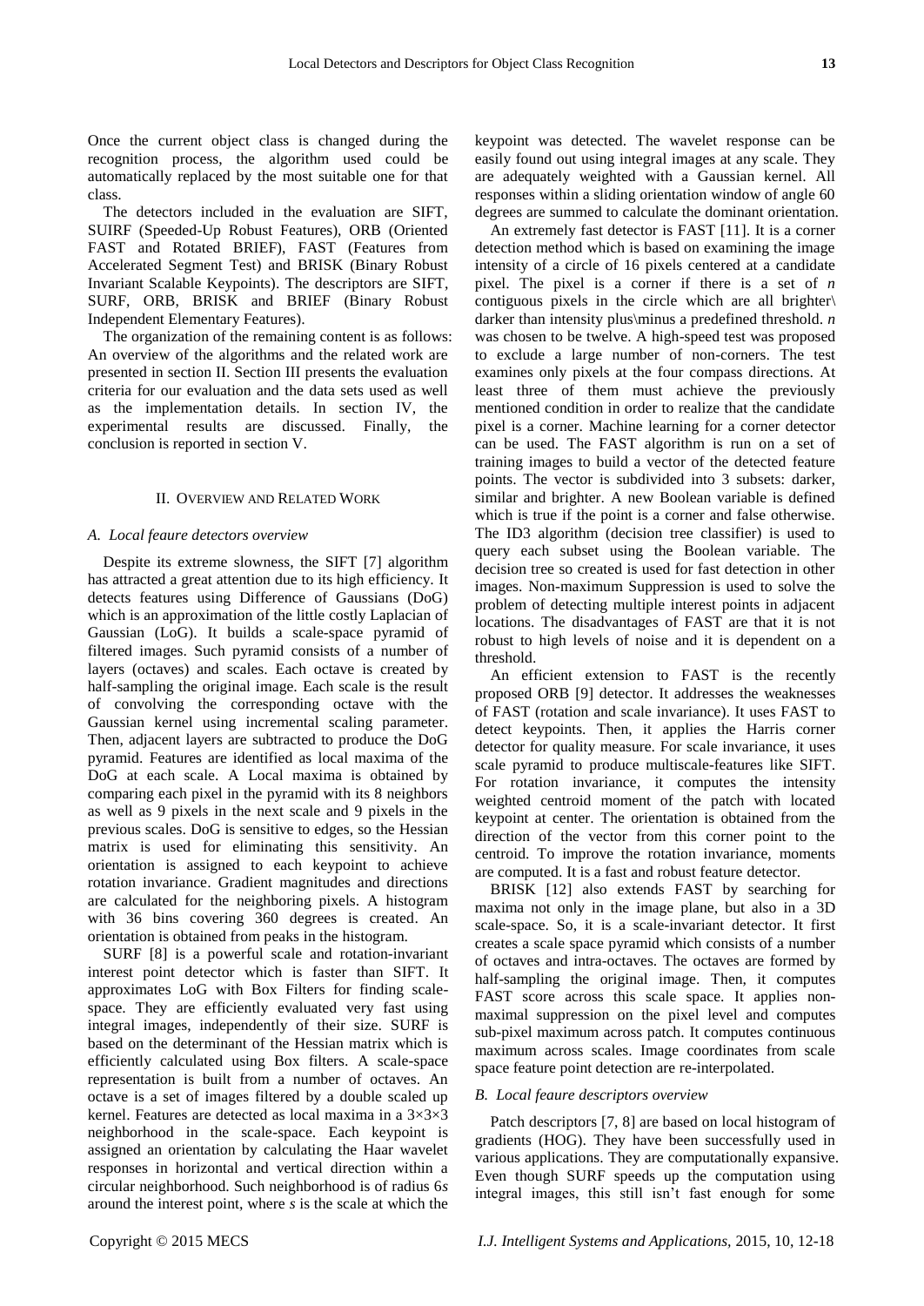Once the current object class is changed during the recognition process, the algorithm used could be automatically replaced by the most suitable one for that class.

The detectors included in the evaluation are SIFT, SUIRF (Speeded-Up Robust Features), ORB (Oriented FAST and Rotated BRIEF), FAST (Features from Accelerated Segment Test) and BRISK (Binary Robust Invariant Scalable Keypoints). The descriptors are SIFT, SURF, ORB, BRISK and BRIEF (Binary Robust Independent Elementary Features).

The organization of the remaining content is as follows: An overview of the algorithms and the related work are presented in section II. Section III presents the evaluation criteria for our evaluation and the data sets used as well as the implementation details. In section IV, the experimental results are discussed. Finally, the conclusion is reported in section V.

## II. Overview and Related Work

### *A. Local feaure detectors overview*

Despite its extreme slowness, the SIFT [7] algorithm has attracted a great attention due to its high efficiency. It detects features using Difference of Gaussians (DoG) which is an approximation of the little costly Laplacian of Gaussian (LoG). It builds a scale-space pyramid of filtered images. Such pyramid consists of a number of layers (octaves) and scales. Each octave is created by half-sampling the original image. Each scale is the result of convolving the corresponding octave with the Gaussian kernel using incremental scaling parameter. Then, adjacent layers are subtracted to produce the DoG pyramid. Features are identified as local maxima of the DoG at each scale. A Local maxima is obtained by comparing each pixel in the pyramid with its 8 neighbors as well as 9 pixels in the next scale and 9 pixels in the previous scales. DoG is sensitive to edges, so the Hessian matrix is used for eliminating this sensitivity. An orientation is assigned to each keypoint to achieve rotation invariance. Gradient magnitudes and directions are calculated for the neighboring pixels. A histogram with 36 bins covering 360 degrees is created. An orientation is obtained from peaks in the histogram.

SURF [8] is a powerful scale and rotation-invariant interest point detector which is faster than SIFT. It approximates LoG with Box Filters for finding scale-space. They are efficiently evaluated very fast using integral images, independently of their size. SURF is based on the determinant of the Hessian matrix which is efficiently calculated using Box filters. A scale-space representation is built from a number of octaves. An octave is a set of images filtered by a double scaled up kernel. Features are detected as local maxima in a $3\times3\times3$ neighborhood in the scale-space. Each keypoint is assigned an orientation by calculating the Haar wavelet responses in horizontal and vertical direction within a circular neighborhood. Such neighborhood is of radius $6s$ around the interest point, where $s$ is the scale at which the keypoint was detected. The wavelet response can be easily found out using integral images at any scale. They are adequately weighted with a Gaussian kernel. All responses within a sliding orientation window of angle 60 degrees are summed to calculate the dominant orientation.

An extremely fast detector is FAST [11]. It is a corner detection method which is based on examining the image intensity of a circle of 16 pixels centered at a candidate pixel. The pixel is a corner if there is a set of $n$ contiguous pixels in the circle which are all brighter\ darker than intensity plus\minus a predefined threshold. $n$ was chosen to be twelve. A high-speed test was proposed to exclude a large number of non-corners. The test examines only pixels at the four compass directions. At least three of them must achieve the previously mentioned condition in order to realize that the candidate pixel is a corner. Machine learning for a corner detector can be used. The FAST algorithm is run on a set of training images to build a vector of the detected feature points. The vector is subdivided into 3 subsets: darker, similar and brighter. A new Boolean variable is defined which is true if the point is a corner and false otherwise. The ID3 algorithm (decision tree classifier) is used to query each subset using the Boolean variable. The decision tree so created is used for fast detection in other images. Non-maximum Suppression is used to solve the problem of detecting multiple interest points in adjacent locations. The disadvantages of FAST are that it is not robust to high levels of noise and it is dependent on a threshold.

An efficient extension to FAST is the recently proposed ORB [9] detector. It addresses the weaknesses of FAST (rotation and scale invariance). It uses FAST to detect keypoints. Then, it applies the Harris corner detector for quality measure. For scale invariance, it uses scale pyramid to produce multiscale-features like SIFT. For rotation invariance, it computes the intensity weighted centroid moment of the patch with located keypoint at center. The orientation is obtained from the direction of the vector from this corner point to the centroid. To improve the rotation invariance, moments are computed. It is a fast and robust feature detector.

BRISK [12] also extends FAST by searching for maxima not only in the image plane, but also in a 3D scale-space. So, it is a scale-invariant detector. It first creates a scale space pyramid which consists of a number of octaves and intra-octaves. The octaves are formed by half-sampling the original image. Then, it computes FAST score across this scale space. It applies non-maximal suppression on the pixel level and computes sub-pixel maximum across patch. It computes continuous maximum across scales. Image coordinates from scale space feature point detection are re-interpolated.

### *B. Local feaure descriptors overview*

Patch descriptors [7, 8] are based on local histogram of gradients (HOG). They have been successfully used in various applications. They are computationally expansive. Even though SURF speeds up the computation using integral images, this still isn't fast enough for some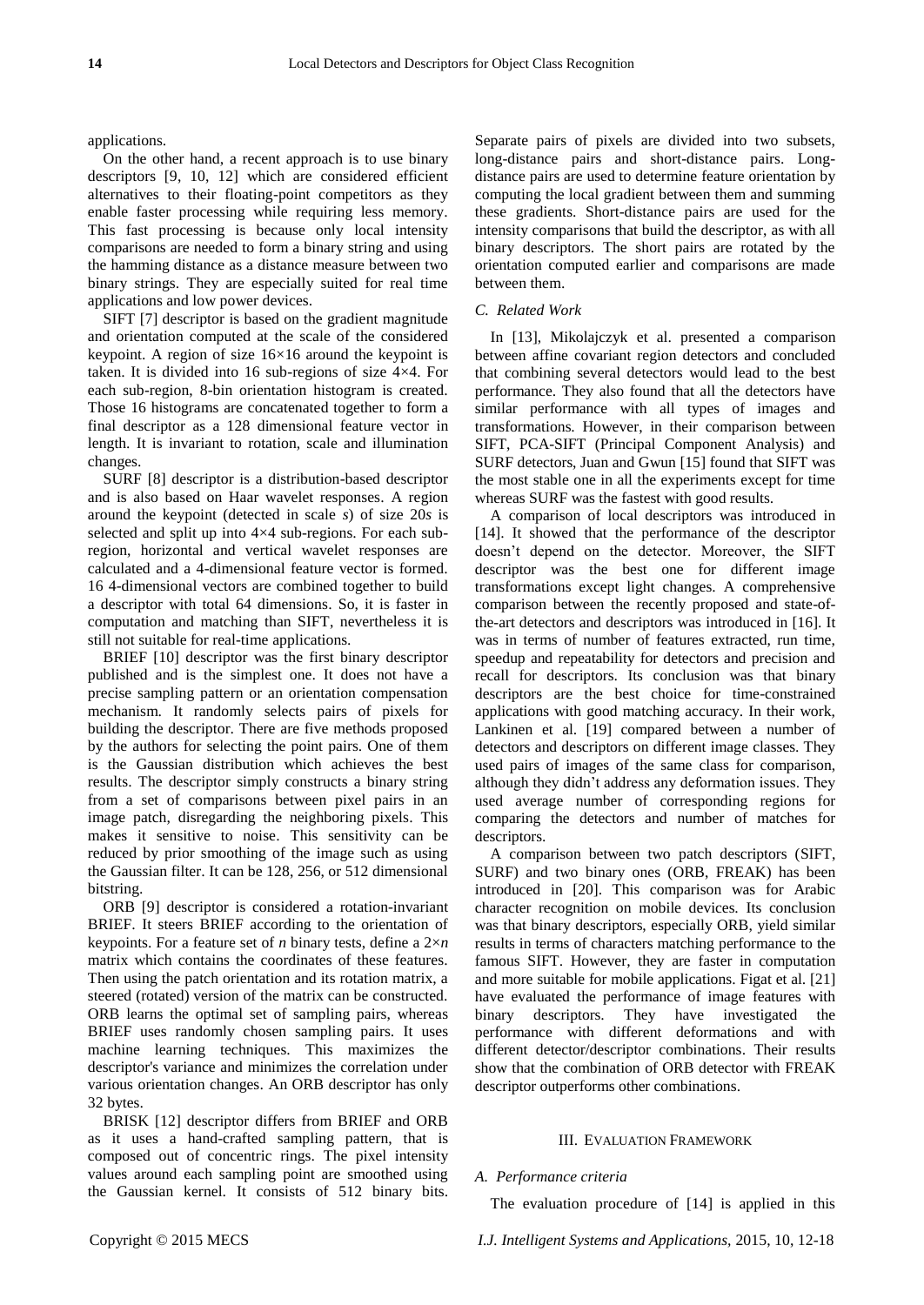applications.

On the other hand, a recent approach is to use binary descriptors [9, 10, 12] which are considered efficient alternatives to their floating-point competitors as they enable faster processing while requiring less memory. This fast processing is because only local intensity comparisons are needed to form a binary string and using the hamming distance as a distance measure between two binary strings. They are especially suited for real time applications and low power devices.

SIFT [7] descriptor is based on the gradient magnitude and orientation computed at the scale of the considered keypoint. A region of size 16×16 around the keypoint is taken. It is divided into 16 sub-regions of size 4×4. For each sub-region, 8-bin orientation histogram is created. Those 16 histograms are concatenated together to form a final descriptor as a 128 dimensional feature vector in length. It is invariant to rotation, scale and illumination changes.

SURF [8] descriptor is a distribution-based descriptor and is also based on Haar wavelet responses. A region around the keypoint (detected in scale $s$) of size 20$s$ is selected and split up into 4×4 sub-regions. For each sub-region, horizontal and vertical wavelet responses are calculated and a 4-dimensional feature vector is formed. 16 4-dimensional vectors are combined together to build a descriptor with total 64 dimensions. So, it is faster in computation and matching than SIFT, nevertheless it is still not suitable for real-time applications.

BRIEF [10] descriptor was the first binary descriptor published and is the simplest one. It does not have a precise sampling pattern or an orientation compensation mechanism. It randomly selects pairs of pixels for building the descriptor. There are five methods proposed by the authors for selecting the point pairs. One of them is the Gaussian distribution which achieves the best results. The descriptor simply constructs a binary string from a set of comparisons between pixel pairs in an image patch, disregarding the neighboring pixels. This makes it sensitive to noise. This sensitivity can be reduced by prior smoothing of the image such as using the Gaussian filter. It can be 128, 256, or 512 dimensional bitstring.

ORB [9] descriptor is considered a rotation-invariant BRIEF. It steers BRIEF according to the orientation of keypoints. For a feature set of $n$ binary tests, define a $2\times n$ matrix which contains the coordinates of these features. Then using the patch orientation and its rotation matrix, a steered (rotated) version of the matrix can be constructed. ORB learns the optimal set of sampling pairs, whereas BRIEF uses randomly chosen sampling pairs. It uses machine learning techniques. This maximizes the descriptor's variance and minimizes the correlation under various orientation changes. An ORB descriptor has only 32 bytes.

BRISK [12] descriptor differs from BRIEF and ORB as it uses a hand-crafted sampling pattern, that is composed out of concentric rings. The pixel intensity values around each sampling point are smoothed using the Gaussian kernel. It consists of 512 binary bits. Separate pairs of pixels are divided into two subsets, long-distance pairs and short-distance pairs. Long-distance pairs are used to determine feature orientation by computing the local gradient between them and summing these gradients. Short-distance pairs are used for the intensity comparisons that build the descriptor, as with all binary descriptors. The short pairs are rotated by the orientation computed earlier and comparisons are made between them.

### *C. Related Work*

In [13], Mikolajczyk et al. presented a comparison between affine covariant region detectors and concluded that combining several detectors would lead to the best performance. They also found that all the detectors have similar performance with all types of images and transformations. However, in their comparison between SIFT, PCA-SIFT (Principal Component Analysis) and SURF detectors, Juan and Gwun [15] found that SIFT was the most stable one in all the experiments except for time whereas SURF was the fastest with good results.

A comparison of local descriptors was introduced in [14]. It showed that the performance of the descriptor doesn't depend on the detector. Moreover, the SIFT descriptor was the best one for different image transformations except light changes. A comprehensive comparison between the recently proposed and state-of-the-art detectors and descriptors was introduced in [16]. It was in terms of number of features extracted, run time, speedup and repeatability for detectors and precision and recall for descriptors. Its conclusion was that binary descriptors are the best choice for time-constrained applications with good matching accuracy. In their work, Lankinen et al. [19] compared between a number of detectors and descriptors on different image classes. They used pairs of images of the same class for comparison, although they didn't address any deformation issues. They used average number of corresponding regions for comparing the detectors and number of matches for descriptors.

A comparison between two patch descriptors (SIFT, SURF) and two binary ones (ORB, FREAK) has been introduced in [20]. This comparison was for Arabic character recognition on mobile devices. Its conclusion was that binary descriptors, especially ORB, yield similar results in terms of characters matching performance to the famous SIFT. However, they are faster in computation and more suitable for mobile applications. Figat et al. [21] have evaluated the performance of image features with binary descriptors. They have investigated the performance with different deformations and with different detector/descriptor combinations. Their results show that the combination of ORB detector with FREAK descriptor outperforms other combinations.

## III. Evaluation Framework

### *A. Performance criteria*

The evaluation procedure of [14] is applied in this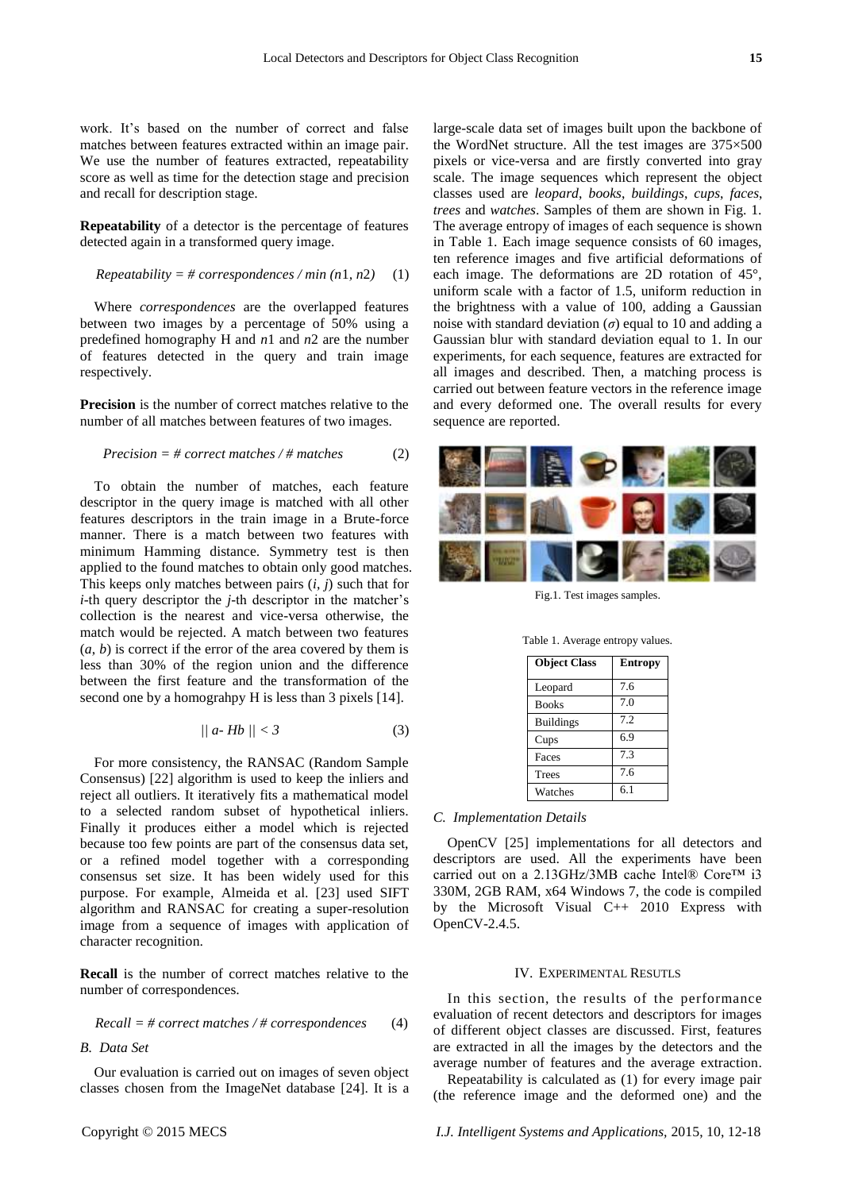work. It's based on the number of correct and false matches between features extracted within an image pair. We use the number of features extracted, repeatability score as well as time for the detection stage and precision and recall for description stage.

**Repeatability** of a detector is the percentage of features detected again in a transformed query image.

$$Repeatability = \#\ correspondences / \min(n1, n2) \quad (1)$$

Where *correspondences* are the overlapped features between two images by a percentage of 50% using a predefined homography H and $n1$ and $n2$ are the number of features detected in the query and train image respectively.

**Precision** is the number of correct matches relative to the number of all matches between features of two images.

$$Precision = \#\ correct\ matches / \#\ matches \quad (2)$$

To obtain the number of matches, each feature descriptor in the query image is matched with all other features descriptors in the train image in a Brute-force manner. There is a match between two features with minimum Hamming distance. Symmetry test is then applied to the found matches to obtain only good matches. This keeps only matches between pairs $(i, j)$ such that for $i$-th query descriptor the $j$-th descriptor in the matcher's collection is the nearest and vice-versa otherwise, the match would be rejected. A match between two features $(a, b)$ is correct if the error of the area covered by them is less than 30% of the region union and the difference between the first feature and the transformation of the second one by a homograhpy H is less than 3 pixels [14].

$$|| a - Hb || < 3 \quad (3)$$

For more consistency, the RANSAC (Random Sample Consensus) [22] algorithm is used to keep the inliers and reject all outliers. It iteratively fits a mathematical model to a selected random subset of hypothetical inliers. Finally it produces either a model which is rejected because too few points are part of the consensus data set, or a refined model together with a corresponding consensus set size. It has been widely used for this purpose. For example, Almeida et al. [23] used SIFT algorithm and RANSAC for creating a super-resolution image from a sequence of images with application of character recognition.

**Recall** is the number of correct matches relative to the number of correspondences.

$$Recall = \#\ correct\ matches / \#\ correspondences \quad (4)$$

### *B. Data Set*

Our evaluation is carried out on images of seven object classes chosen from the ImageNet database [24]. It is a large-scale data set of images built upon the backbone of the WordNet structure. All the test images are 375×500 pixels or vice-versa and are firstly converted into gray scale. The image sequences which represent the object classes used are *leopard*, *books*, *buildings*, *cups*, *faces*, *trees* and *watches*. Samples of them are shown in Fig. 1. The average entropy of images of each sequence is shown in Table 1. Each image sequence consists of 60 images, ten reference images and five artificial deformations of each image. The deformations are 2D rotation of 45°, uniform scale with a factor of 1.5, uniform reduction in the brightness with a value of 100, adding a Gaussian noise with standard deviation ($\sigma$) equal to 10 and adding a Gaussian blur with standard deviation equal to 1. In our experiments, for each sequence, features are extracted for all images and described. Then, a matching process is carried out between feature vectors in the reference image and every deformed one. The overall results for every sequence are reported.

Fig.1. Test images samples.

Table 1. Average entropy values.

| Object Class | Entropy |
|---|---|
| Leopard | 7.6 |
| Books | 7.0 |
| Buildings | 7.2 |
| Cups | 6.9 |
| Faces | 7.3 |
| Trees | 7.6 |
| Watches | 6.1 |

### *C. Implementation Details*

OpenCV [25] implementations for all detectors and descriptors are used. All the experiments have been carried out on a 2.13GHz/3MB cache Intel® Core™ i3 330M, 2GB RAM, x64 Windows 7, the code is compiled by the Microsoft Visual C++ 2010 Express with OpenCV-2.4.5.

## IV. Experimental Resutls

In this section, the results of the performance evaluation of recent detectors and descriptors for images of different object classes are discussed. First, features are extracted in all the images by the detectors and the average number of features and the average extraction.

Repeatability is calculated as (1) for every image pair (the reference image and the deformed one) and the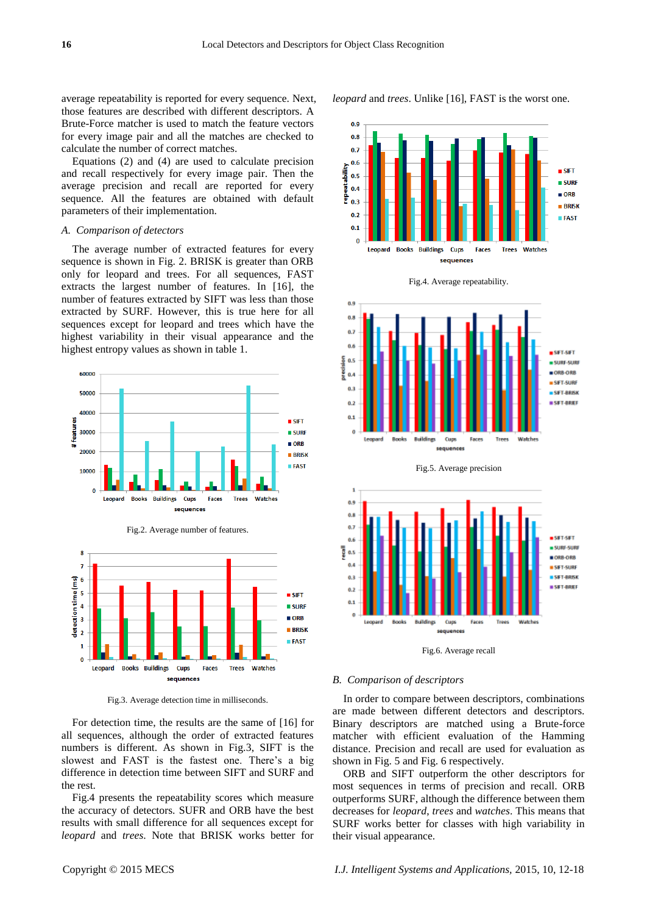average repeatability is reported for every sequence. Next, those features are described with different descriptors. A Brute-Force matcher is used to match the feature vectors for every image pair and all the matches are checked to calculate the number of correct matches.

Equations (2) and (4) are used to calculate precision and recall respectively for every image pair. Then the average precision and recall are reported for every sequence. All the features are obtained with default parameters of their implementation.

### A. Comparison of detectors

The average number of extracted features for every sequence is shown in Fig. 2. BRISK is greater than ORB only for leopard and trees. For all sequences, FAST extracts the largest number of features. In [16], the number of features extracted by SIFT was less than those extracted by SURF. However, this is true here for all sequences except for leopard and trees which have the highest variability in their visual appearance and the highest entropy values as shown in table 1.

Fig.2. Average number of features.

Fig.3. Average detection time in milliseconds.

For detection time, the results are the same of [16] for all sequences, although the order of extracted features numbers is different. As shown in Fig.3, SIFT is the slowest and FAST is the fastest one. There's a big difference in detection time between SIFT and SURF and the rest.

Fig.4 presents the repeatability scores which measure the accuracy of detectors. SUFR and ORB have the best results with small difference for all sequences except for *leopard* and *trees*. Note that BRISK works better for *leopard* and *trees*. Unlike [16], FAST is the worst one.

Fig.4. Average repeatability.

Fig.5. Average precision

Fig.6. Average recall

### B. Comparison of descriptors

In order to compare between descriptors, combinations are made between different detectors and descriptors. Binary descriptors are matched using a Brute-force matcher with efficient evaluation of the Hamming distance. Precision and recall are used for evaluation as shown in Fig. 5 and Fig. 6 respectively.

ORB and SIFT outperform the other descriptors for most sequences in terms of precision and recall. ORB outperforms SURF, although the difference between them decreases for *leopard*, *trees* and *watches*. This means that SURF works better for classes with high variability in their visual appearance.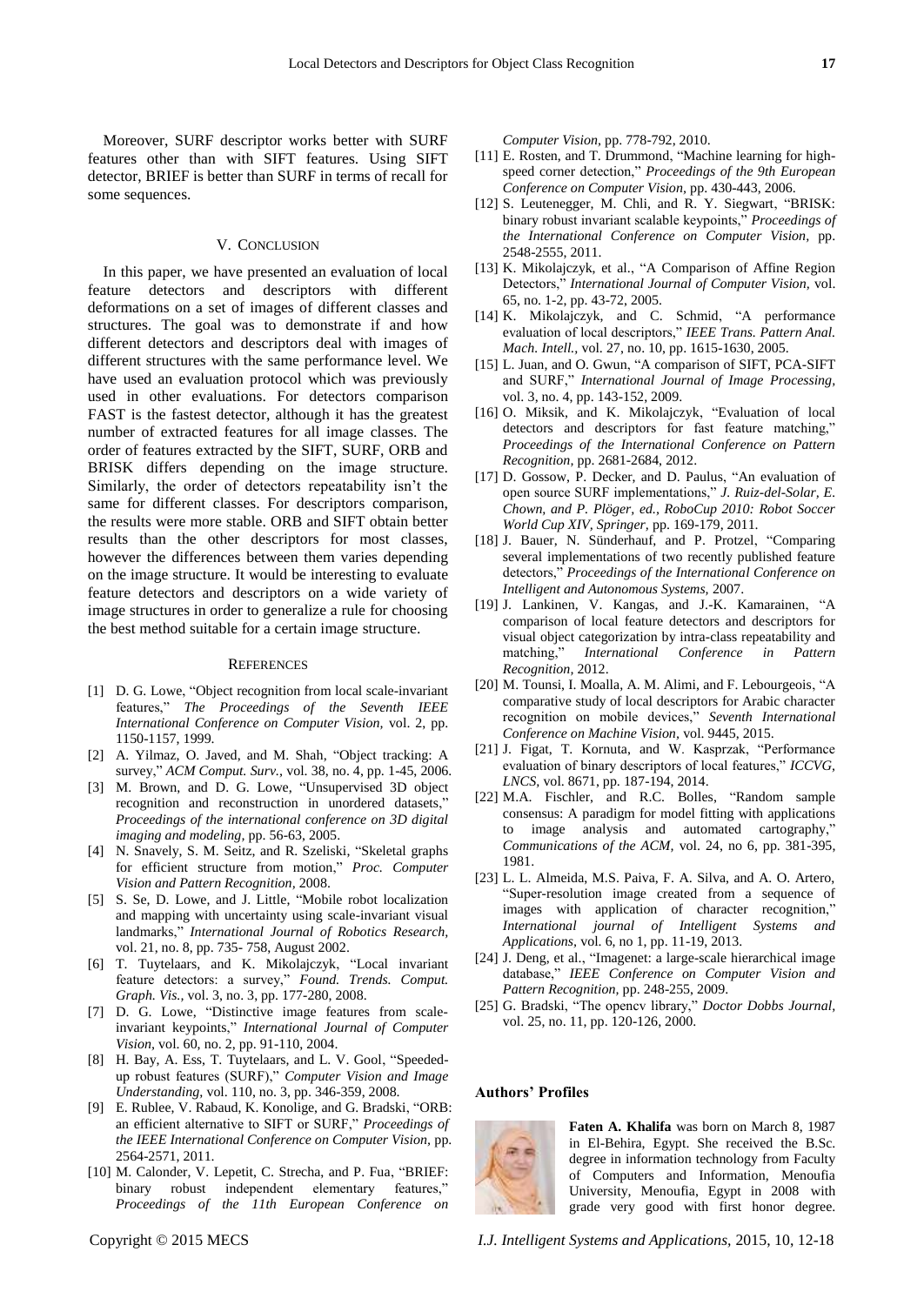Moreover, SURF descriptor works better with SURF features other than with SIFT features. Using SIFT detector, BRIEF is better than SURF in terms of recall for some sequences.

## V. CONCLUSION

In this paper, we have presented an evaluation of local feature detectors and descriptors with different deformations on a set of images of different classes and structures. The goal was to demonstrate if and how different detectors and descriptors deal with images of different structures with the same performance level. We have used an evaluation protocol which was previously used in other evaluations. For detectors comparison FAST is the fastest detector, although it has the greatest number of extracted features for all image classes. The order of features extracted by the SIFT, SURF, ORB and BRISK differs depending on the image structure. Similarly, the order of detectors repeatability isn't the same for different classes. For descriptors comparison, the results were more stable. ORB and SIFT obtain better results than the other descriptors for most classes, however the differences between them varies depending on the image structure. It would be interesting to evaluate feature detectors and descriptors on a wide variety of image structures in order to generalize a rule for choosing the best method suitable for a certain image structure.

## REFERENCES

[1] D. G. Lowe, "Object recognition from local scale-invariant features," *The Proceedings of the Seventh IEEE International Conference on Computer Vision,* vol. 2, pp. 1150-1157, 1999.

[2] A. Yilmaz, O. Javed, and M. Shah, "Object tracking: A survey," *ACM Comput. Surv.*, vol. 38, no. 4, pp. 1-45, 2006.

[3] M. Brown, and D. G. Lowe, "Unsupervised 3D object recognition and reconstruction in unordered datasets," *Proceedings of the international conference on 3D digital imaging and modeling*, pp. 56-63, 2005.

[4] N. Snavely, S. M. Seitz, and R. Szeliski, "Skeletal graphs for efficient structure from motion," *Proc. Computer Vision and Pattern Recognition,* 2008.

[5] S. Se, D. Lowe, and J. Little, "Mobile robot localization and mapping with uncertainty using scale-invariant visual landmarks," *International Journal of Robotics Research*, vol. 21, no. 8, pp. 735- 758, August 2002.

[6] T. Tuytelaars, and K. Mikolajczyk, "Local invariant feature detectors: a survey," *Found. Trends. Comput. Graph. Vis.*, vol. 3, no. 3, pp. 177-280, 2008.

[7] D. G. Lowe, "Distinctive image features from scale-invariant keypoints," *International Journal of Computer Vision*, vol. 60, no. 2, pp. 91-110, 2004.

[8] H. Bay, A. Ess, T. Tuytelaars, and L. V. Gool, "Speeded-up robust features (SURF)," *Computer Vision and Image Understanding,* vol. 110, no. 3, pp. 346-359, 2008.

[9] E. Rublee, V. Rabaud, K. Konolige, and G. Bradski, "ORB: an efficient alternative to SIFT or SURF," *Proceedings of the IEEE International Conference on Computer Vision*, pp. 2564-2571, 2011.

[10] M. Calonder, V. Lepetit, C. Strecha, and P. Fua, "BRIEF: binary robust independent elementary features," *Proceedings of the 11th European Conference on Computer Vision*, pp. 778-792, 2010.

[11] E. Rosten, and T. Drummond, "Machine learning for high-speed corner detection," *Proceedings of the 9th European Conference on Computer Vision*, pp. 430-443, 2006.

[12] S. Leutenegger, M. Chli, and R. Y. Siegwart, "BRISK: binary robust invariant scalable keypoints," *Proceedings of the International Conference on Computer Vision*, pp. 2548-2555, 2011.

[13] K. Mikolajczyk, et al., "A Comparison of Affine Region Detectors," *International Journal of Computer Vision,* vol. 65, no. 1-2, pp. 43-72, 2005.

[14] K. Mikolajczyk, and C. Schmid, "A performance evaluation of local descriptors," *IEEE Trans. Pattern Anal. Mach. Intell.*, vol. 27, no. 10, pp. 1615-1630, 2005.

[15] L. Juan, and O. Gwun, "A comparison of SIFT, PCA-SIFT and SURF," *International Journal of Image Processing*, vol. 3, no. 4, pp. 143-152, 2009.

[16] O. Miksik, and K. Mikolajczyk, "Evaluation of local detectors and descriptors for fast feature matching," *Proceedings of the International Conference on Pattern Recognition*, pp. 2681-2684, 2012.

[17] D. Gossow, P. Decker, and D. Paulus, "An evaluation of open source SURF implementations," *J. Ruiz-del-Solar, E. Chown, and P. Plöger, ed., RoboCup 2010: Robot Soccer World Cup XIV, Springer,* pp. 169-179, 2011.

[18] J. Bauer, N. Sünderhauf, and P. Protzel, "Comparing several implementations of two recently published feature detectors," *Proceedings of the International Conference on Intelligent and Autonomous Systems,* 2007.

[19] J. Lankinen, V. Kangas, and J.-K. Kamarainen, "A comparison of local feature detectors and descriptors for visual object categorization by intra-class repeatability and matching," *International Conference in Pattern Recognition*, 2012.

[20] M. Tounsi, I. Moalla, A. M. Alimi, and F. Lebourgeois, "A comparative study of local descriptors for Arabic character recognition on mobile devices," *Seventh International Conference on Machine Vision*, vol. 9445, 2015.

[21] J. Figat, T. Kornuta, and W. Kasprzak, "Performance evaluation of binary descriptors of local features," *ICCVG, LNCS*, vol. 8671, pp. 187-194, 2014.

[22] M.A. Fischler, and R.C. Bolles, "Random sample consensus: A paradigm for model fitting with applications to image analysis and automated cartography," *Communications of the ACM*, vol. 24, no 6, pp. 381-395, 1981.

[23] L. L. Almeida, M.S. Paiva, F. A. Silva, and A. O. Artero, "Super-resolution image created from a sequence of images with application of character recognition," *International journal of Intelligent Systems and Applications*, vol. 6, no 1, pp. 11-19, 2013.

[24] J. Deng, et al., "Imagenet: a large-scale hierarchical image database," *IEEE Conference on Computer Vision and Pattern Recognition,* pp. 248-255, 2009.

[25] G. Bradski, "The opencv library," *Doctor Dobbs Journal*, vol. 25, no. 11, pp. 120-126, 2000.

## Authors' Profiles

**Faten A. Khalifa** was born on March 8, 1987 in El-Behira, Egypt. She received the B.Sc. degree in information technology from Faculty of Computers and Information, Menoufia University, Menoufia, Egypt in 2008 with grade very good with first honor degree.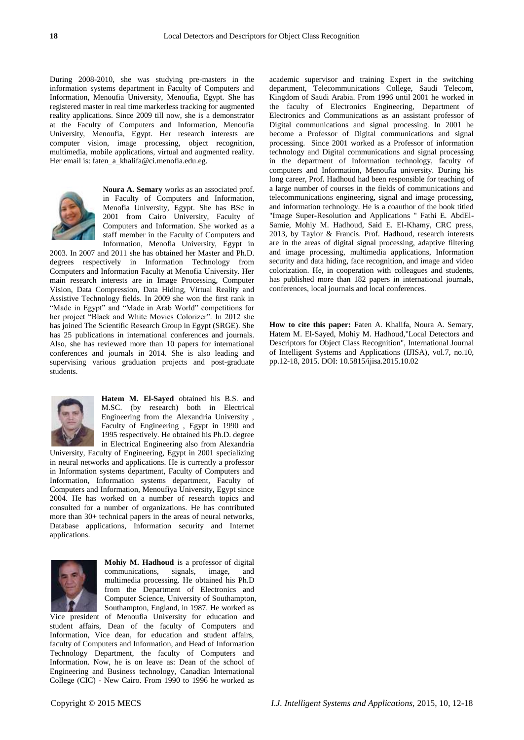During 2008-2010, she was studying pre-masters in the information systems department in Faculty of Computers and Information, Menoufia University, Menoufia, Egypt. She has registered master in real time markerless tracking for augmented reality applications. Since 2009 till now, she is a demonstrator at the Faculty of Computers and Information, Menoufia University, Menoufia, Egypt. Her research interests are computer vision, image processing, object recognition, multimedia, mobile applications, virtual and augmented reality. Her email is: faten_a_khalifa@ci.menofia.edu.eg.

**Noura A. Semary** works as an associated prof. in Faculty of Computers and Information, Menofia University, Egypt. She has BSc in 2001 from Cairo University, Faculty of Computers and Information. She worked as a staff member in the Faculty of Computers and Information, Menofia University, Egypt in 2003. In 2007 and 2011 she has obtained her Master and Ph.D. degrees respectively in Information Technology from Computers and Information Faculty at Menofia University. Her main research interests are in Image Processing, Computer Vision, Data Compression, Data Hiding, Virtual Reality and Assistive Technology fields. In 2009 she won the first rank in "Made in Egypt" and "Made in Arab World" competitions for her project "Black and White Movies Colorizer". In 2012 she has joined The Scientific Research Group in Egypt (SRGE). She has 25 publications in international conferences and journals. Also, she has reviewed more than 10 papers for international conferences and journals in 2014. She is also leading and supervising various graduation projects and post-graduate students.

**Hatem M. El-Sayed** obtained his B.S. and M.SC. (by research) both in Electrical Engineering from the Alexandria University , Faculty of Engineering , Egypt in 1990 and 1995 respectively. He obtained his Ph.D. degree in Electrical Engineering also from Alexandria University, Faculty of Engineering, Egypt in 2001 specializing in neural networks and applications. He is currently a professor in Information systems department, Faculty of Computers and Information, Information systems department, Faculty of Computers and Information, Menoufiya University, Egypt since 2004. He has worked on a number of research topics and consulted for a number of organizations. He has contributed more than 30+ technical papers in the areas of neural networks, Database applications, Information security and Internet applications.

**Mohiy M. Hadhoud** is a professor of digital communications, signals, image, and multimedia processing. He obtained his Ph.D from the Department of Electronics and Computer Science, University of Southampton, Southampton, England, in 1987. He worked as Vice president of Menoufia University for education and student affairs, Dean of the faculty of Computers and Information, Vice dean, for education and student affairs, faculty of Computers and Information, and Head of Information Technology Department, the faculty of Computers and Information. Now, he is on leave as: Dean of the school of Engineering and Business technology, Canadian International College (CIC) - New Cairo. From 1990 to 1996 he worked as academic supervisor and training Expert in the switching department, Telecommunications College, Saudi Telecom, Kingdom of Saudi Arabia. From 1996 until 2001 he worked in the faculty of Electronics Engineering, Department of Electronics and Communications as an assistant professor of Digital communications and signal processing. In 2001 he become a Professor of Digital communications and signal processing. Since 2001 worked as a Professor of information technology and Digital communications and signal processing in the department of Information technology, faculty of computers and Information, Menoufia university. During his long career, Prof. Hadhoud had been responsible for teaching of a large number of courses in the fields of communications and telecommunications engineering, signal and image processing, and information technology. He is a coauthor of the book titled "Image Super-Resolution and Applications " Fathi E. AbdEl-Samie, Mohiy M. Hadhoud, Said E. El-Khamy, CRC press, 2013, by Taylor & Francis. Prof. Hadhoud, research interests are in the areas of digital signal processing, adaptive filtering and image processing, multimedia applications, Information security and data hiding, face recognition, and image and video colorization. He, in cooperation with colleagues and students, has published more than 182 papers in international journals, conferences, local journals and local conferences.

**How to cite this paper:** Faten A. Khalifa, Noura A. Semary, Hatem M. El-Sayed, Mohiy M. Hadhoud,"Local Detectors and Descriptors for Object Class Recognition", International Journal of Intelligent Systems and Applications (IJISA), vol.7, no.10, pp.12-18, 2015. DOI: 10.5815/ijisa.2015.10.02